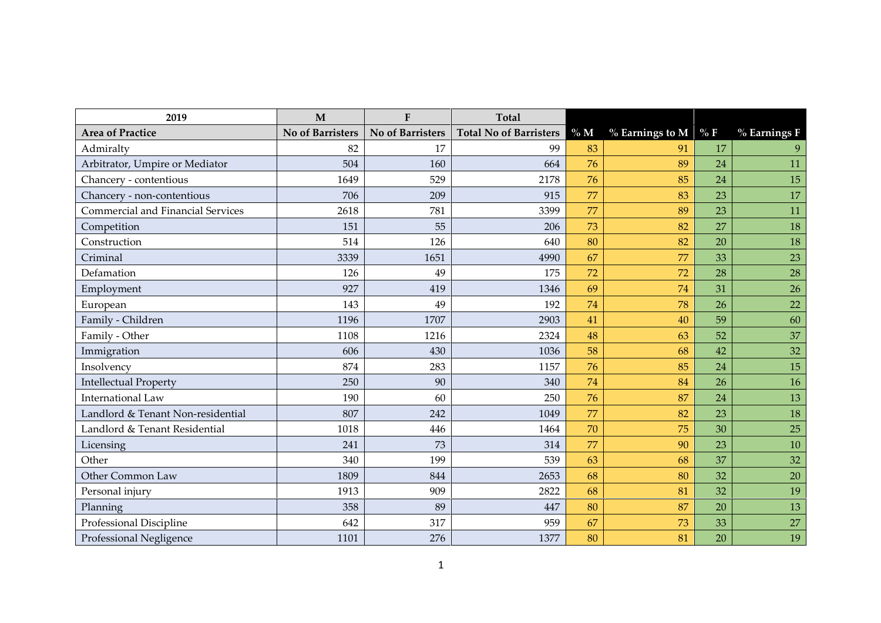| 2019 | M | F | Total | | | | |
|---|---|---|---|---|---|---|---|
| **Area of Practice** | **No of Barristers** | **No of Barristers** | **Total No of Barristers** | **% M** | **% Earnings to M** | **% F** | **% Earnings F** |
| Admiralty | 82 | 17 | 99 | 83 | 91 | 17 | 9 |
| Arbitrator, Umpire or Mediator | 504 | 160 | 664 | 76 | 89 | 24 | 11 |
| Chancery - contentious | 1649 | 529 | 2178 | 76 | 85 | 24 | 15 |
| Chancery - non-contentious | 706 | 209 | 915 | 77 | 83 | 23 | 17 |
| Commercial and Financial Services | 2618 | 781 | 3399 | 77 | 89 | 23 | 11 |
| Competition | 151 | 55 | 206 | 73 | 82 | 27 | 18 |
| Construction | 514 | 126 | 640 | 80 | 82 | 20 | 18 |
| Criminal | 3339 | 1651 | 4990 | 67 | 77 | 33 | 23 |
| Defamation | 126 | 49 | 175 | 72 | 72 | 28 | 28 |
| Employment | 927 | 419 | 1346 | 69 | 74 | 31 | 26 |
| European | 143 | 49 | 192 | 74 | 78 | 26 | 22 |
| Family - Children | 1196 | 1707 | 2903 | 41 | 40 | 59 | 60 |
| Family - Other | 1108 | 1216 | 2324 | 48 | 63 | 52 | 37 |
| Immigration | 606 | 430 | 1036 | 58 | 68 | 42 | 32 |
| Insolvency | 874 | 283 | 1157 | 76 | 85 | 24 | 15 |
| Intellectual Property | 250 | 90 | 340 | 74 | 84 | 26 | 16 |
| International Law | 190 | 60 | 250 | 76 | 87 | 24 | 13 |
| Landlord & Tenant Non-residential | 807 | 242 | 1049 | 77 | 82 | 23 | 18 |
| Landlord & Tenant Residential | 1018 | 446 | 1464 | 70 | 75 | 30 | 25 |
| Licensing | 241 | 73 | 314 | 77 | 90 | 23 | 10 |
| Other | 340 | 199 | 539 | 63 | 68 | 37 | 32 |
| Other Common Law | 1809 | 844 | 2653 | 68 | 80 | 32 | 20 |
| Personal injury | 1913 | 909 | 2822 | 68 | 81 | 32 | 19 |
| Planning | 358 | 89 | 447 | 80 | 87 | 20 | 13 |
| Professional Discipline | 642 | 317 | 959 | 67 | 73 | 33 | 27 |
| Professional Negligence | 1101 | 276 | 1377 | 80 | 81 | 20 | 19 |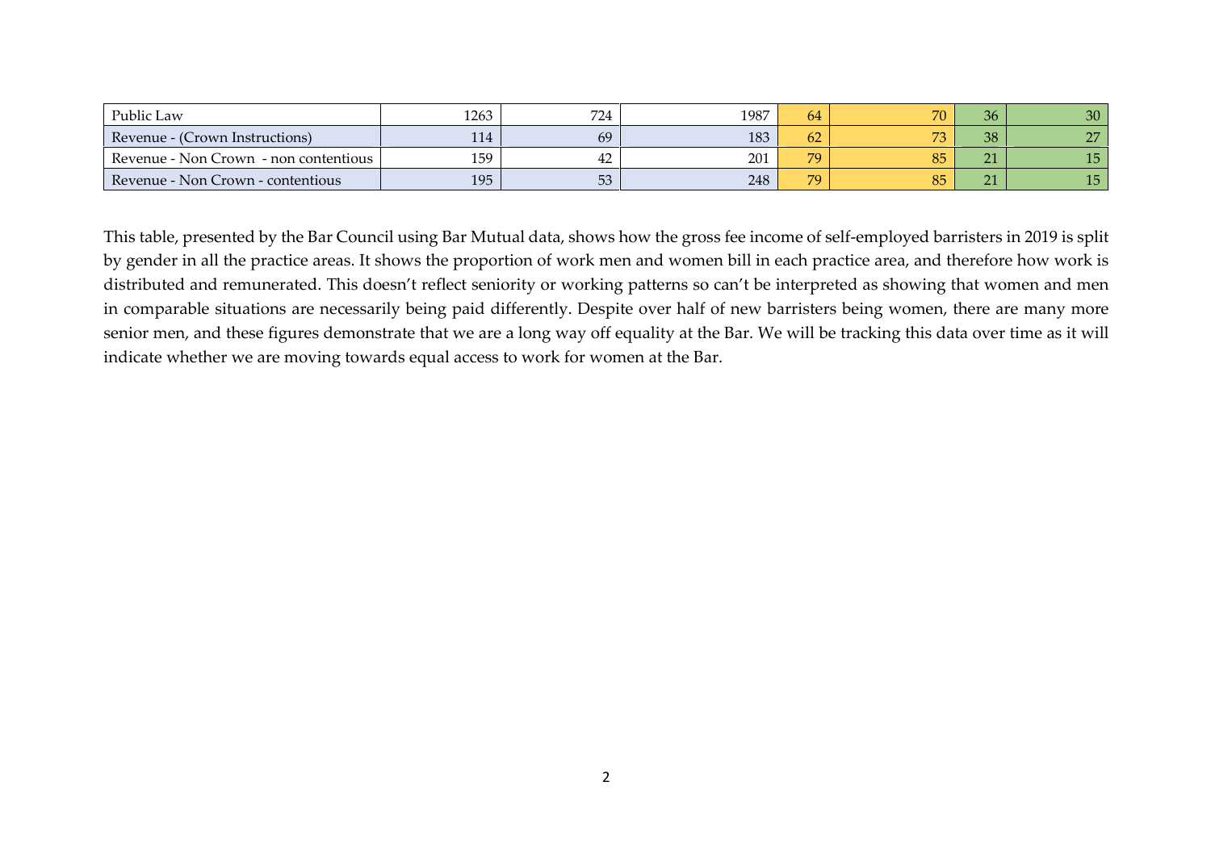| | | | | | | | |
|---|---|---|---|---|---|---|---|
| Public Law | 1263 | 724 | 1987 | 64 | 70 | 36 | 30 |
| Revenue - (Crown Instructions) | 114 | 69 | 183 | 62 | 73 | 38 | 27 |
| Revenue - Non Crown - non contentious | 159 | 42 | 201 | 79 | 85 | 21 | 15 |
| Revenue - Non Crown - contentious | 195 | 53 | 248 | 79 | 85 | 21 | 15 |

This table, presented by the Bar Council using Bar Mutual data, shows how the gross fee income of self-employed barristers in 2019 is split by gender in all the practice areas. It shows the proportion of work men and women bill in each practice area, and therefore how work is distributed and remunerated. This doesn't reflect seniority or working patterns so can't be interpreted as showing that women and men in comparable situations are necessarily being paid differently. Despite over half of new barristers being women, there are many more senior men, and these figures demonstrate that we are a long way off equality at the Bar. We will be tracking this data over time as it will indicate whether we are moving towards equal access to work for women at the Bar.